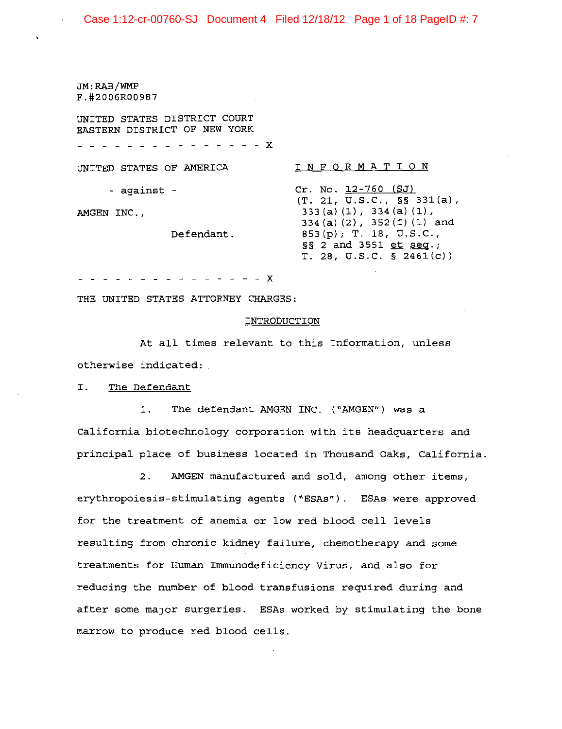JM:RAB/WMP
F.#2006R00987

UNITED STATES DISTRICT COURT
EASTERN DISTRICT OF NEW YORK

\- - - - - - - - - - - - - - - - X

UNITED STATES OF AMERICA

\- against -

AMGEN INC.,

Defendant.

\- - - - - - - - - - - - - - - - X

I N F O R M A T I O N

Cr. No. 12-760 (SJ)
(T. 21, U.S.C., §§ 331(a), 333(a)(1), 334(a)(1), 334(a)(2), 352(f)(1) and 853(p); T. 18, U.S.C., §§ 2 and 3551 *et seq.*; T. 28, U.S.C. § 2461(c))

THE UNITED STATES ATTORNEY CHARGES:

## INTRODUCTION

At all times relevant to this Information, unless otherwise indicated:

### I. The Defendant

1. The defendant AMGEN INC. ("AMGEN") was a California biotechnology corporation with its headquarters and principal place of business located in Thousand Oaks, California.

2. AMGEN manufactured and sold, among other items, erythropoiesis-stimulating agents ("ESAs"). ESAs were approved for the treatment of anemia or low red blood cell levels resulting from chronic kidney failure, chemotherapy and some treatments for Human Immunodeficiency Virus, and also for reducing the number of blood transfusions required during and after some major surgeries. ESAs worked by stimulating the bone marrow to produce red blood cells.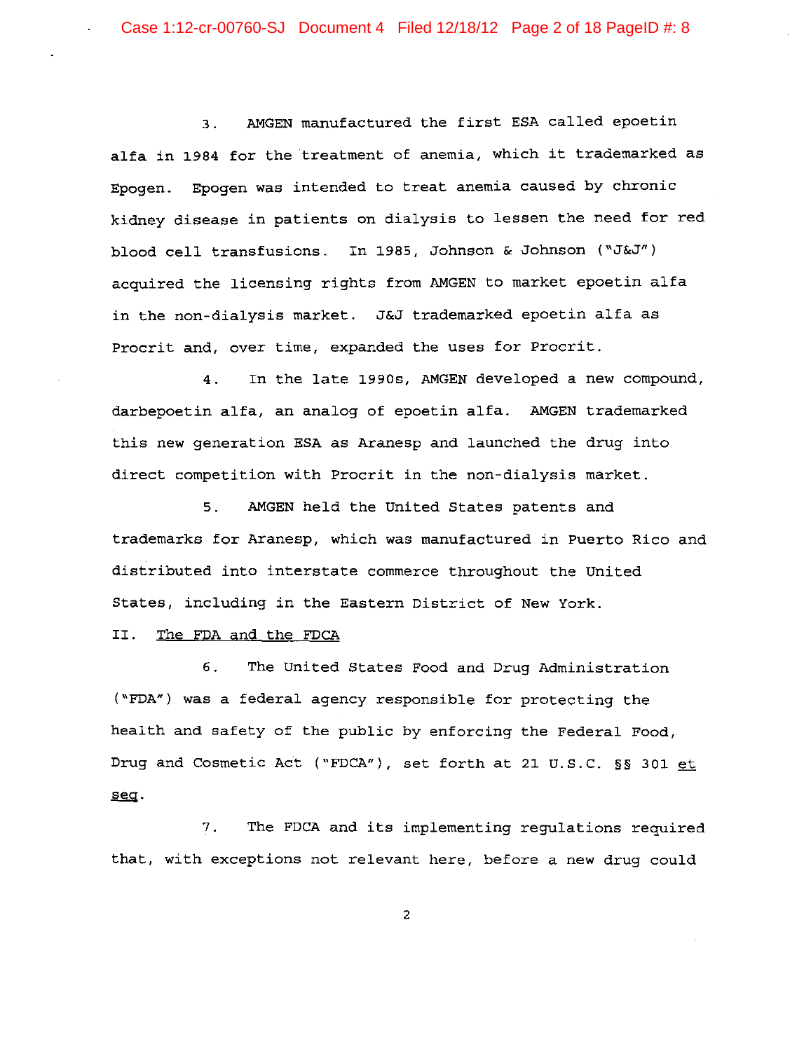3. AMGEN manufactured the first ESA called epoetin alfa in 1984 for the treatment of anemia, which it trademarked as Epogen. Epogen was intended to treat anemia caused by chronic kidney disease in patients on dialysis to lessen the need for red blood cell transfusions. In 1985, Johnson & Johnson ("J&J") acquired the licensing rights from AMGEN to market epoetin alfa in the non-dialysis market. J&J trademarked epoetin alfa as Procrit and, over time, expanded the uses for Procrit.

4. In the late 1990s, AMGEN developed a new compound, darbepoetin alfa, an analog of epoetin alfa. AMGEN trademarked this new generation ESA as Aranesp and launched the drug into direct competition with Procrit in the non-dialysis market.

5. AMGEN held the United States patents and trademarks for Aranesp, which was manufactured in Puerto Rico and distributed into interstate commerce throughout the United States, including in the Eastern District of New York.

## II. The FDA and the FDCA

6. The United States Food and Drug Administration ("FDA") was a federal agency responsible for protecting the health and safety of the public by enforcing the Federal Food, Drug and Cosmetic Act ("FDCA"), set forth at 21 U.S.C. §§ 301 et seq.

7. The FDCA and its implementing regulations required that, with exceptions not relevant here, before a new drug could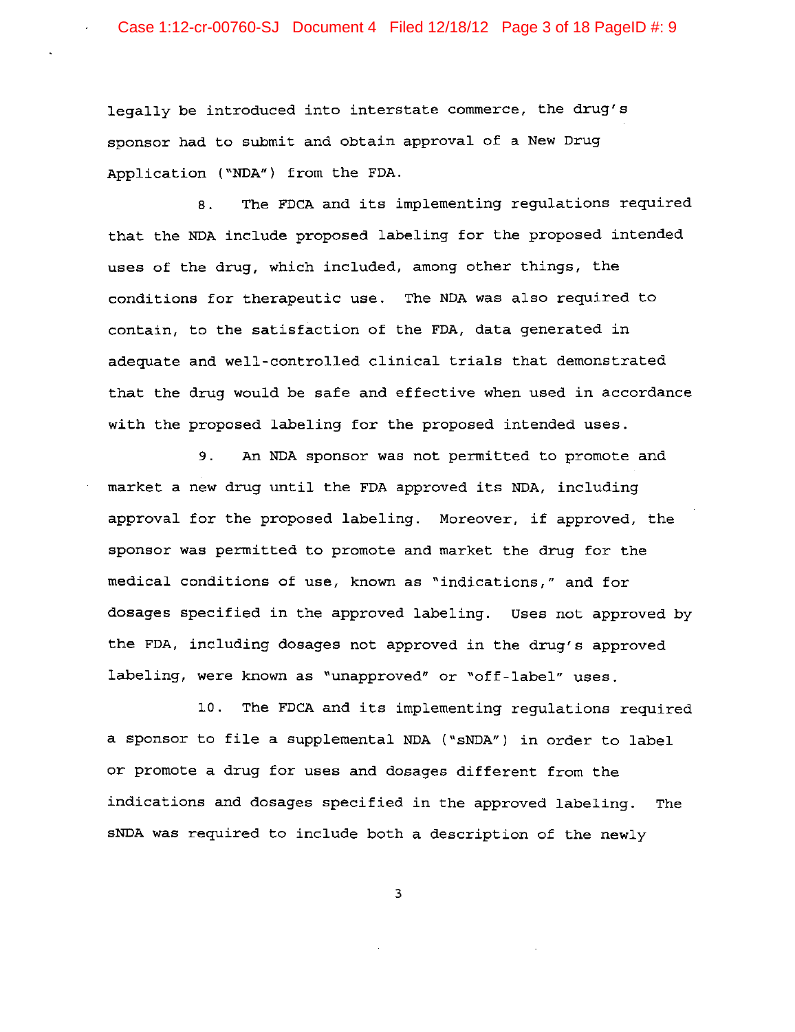legally be introduced into interstate commerce, the drug's sponsor had to submit and obtain approval of a New Drug Application ("NDA") from the FDA.

8. The FDCA and its implementing regulations required that the NDA include proposed labeling for the proposed intended uses of the drug, which included, among other things, the conditions for therapeutic use. The NDA was also required to contain, to the satisfaction of the FDA, data generated in adequate and well-controlled clinical trials that demonstrated that the drug would be safe and effective when used in accordance with the proposed labeling for the proposed intended uses.

9. An NDA sponsor was not permitted to promote and market a new drug until the FDA approved its NDA, including approval for the proposed labeling. Moreover, if approved, the sponsor was permitted to promote and market the drug for the medical conditions of use, known as "indications," and for dosages specified in the approved labeling. Uses not approved by the FDA, including dosages not approved in the drug's approved labeling, were known as "unapproved" or "off-label" uses.

10. The FDCA and its implementing regulations required a sponsor to file a supplemental NDA ("sNDA") in order to label or promote a drug for uses and dosages different from the indications and dosages specified in the approved labeling. The sNDA was required to include both a description of the newly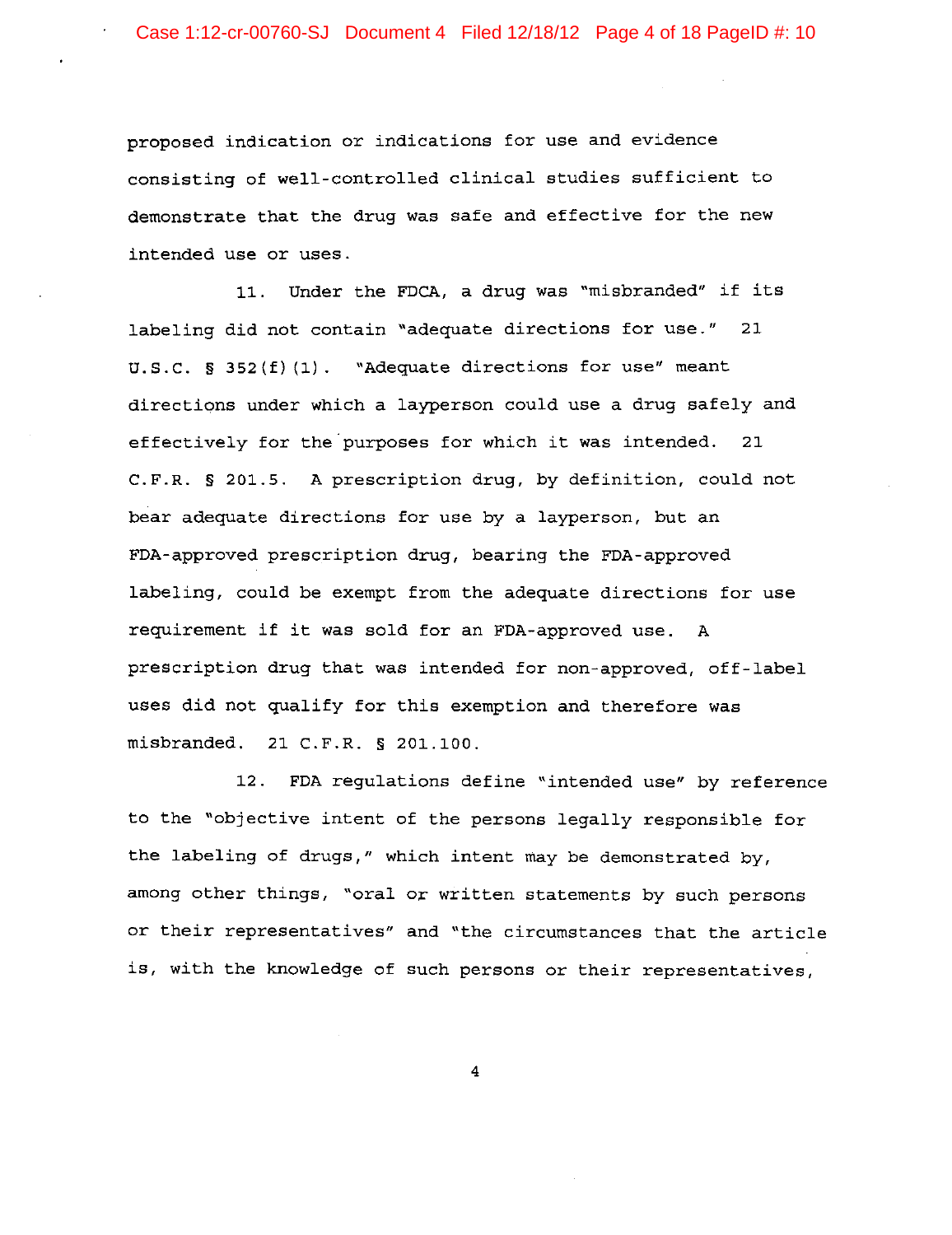proposed indication or indications for use and evidence consisting of well-controlled clinical studies sufficient to demonstrate that the drug was safe and effective for the new intended use or uses.

11. Under the FDCA, a drug was "misbranded" if its labeling did not contain "adequate directions for use." 21 U.S.C. § 352(f)(1). "Adequate directions for use" meant directions under which a layperson could use a drug safely and effectively for the purposes for which it was intended. 21 C.F.R. § 201.5. A prescription drug, by definition, could not bear adequate directions for use by a layperson, but an FDA-approved prescription drug, bearing the FDA-approved labeling, could be exempt from the adequate directions for use requirement if it was sold for an FDA-approved use. A prescription drug that was intended for non-approved, off-label uses did not qualify for this exemption and therefore was misbranded. 21 C.F.R. § 201.100.

12. FDA regulations define "intended use" by reference to the "objective intent of the persons legally responsible for the labeling of drugs," which intent may be demonstrated by, among other things, "oral or written statements by such persons or their representatives" and "the circumstances that the article is, with the knowledge of such persons or their representatives,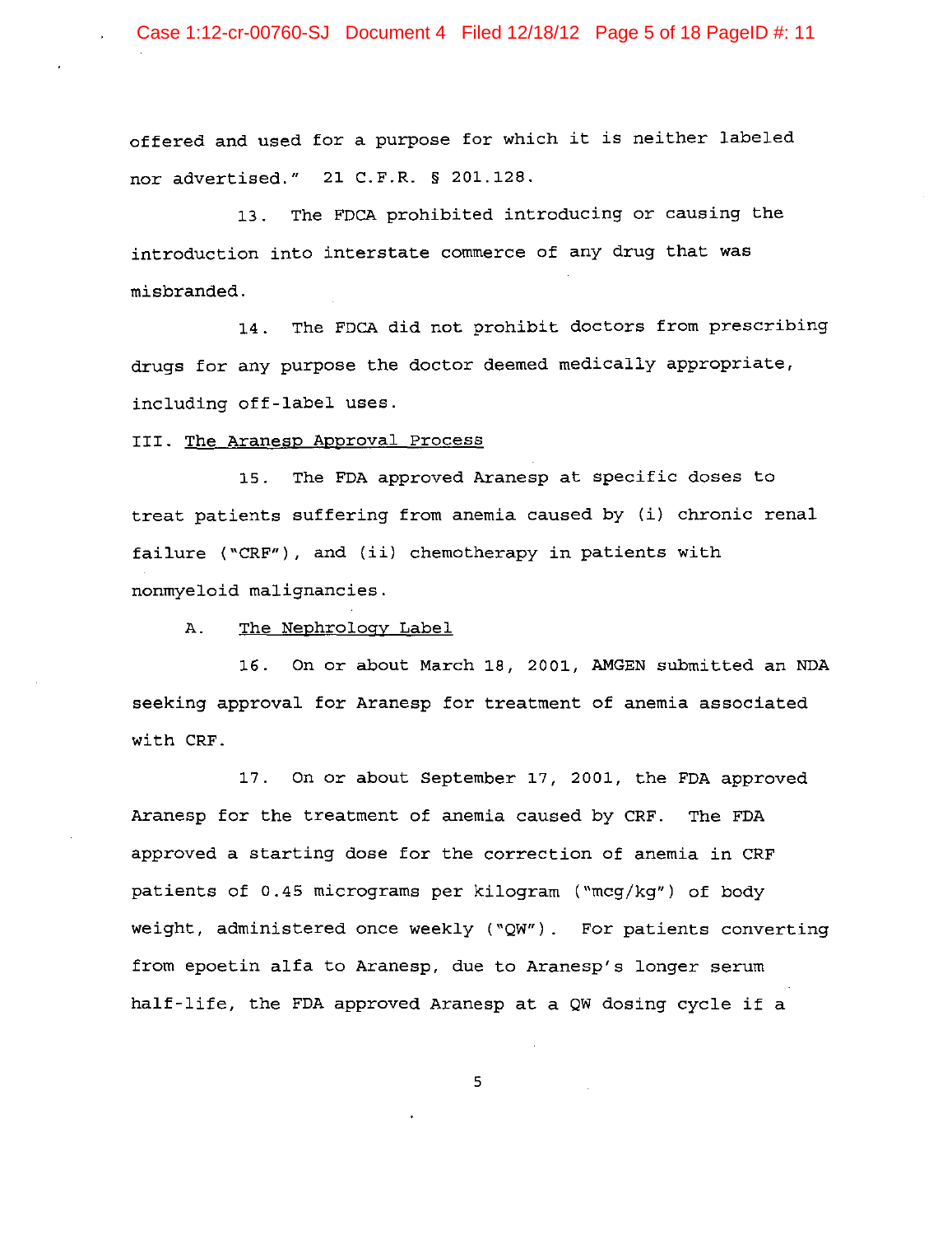offered and used for a purpose for which it is neither labeled nor advertised." 21 C.F.R. § 201.128.

13. The FDCA prohibited introducing or causing the introduction into interstate commerce of any drug that was misbranded.

14. The FDCA did not prohibit doctors from prescribing drugs for any purpose the doctor deemed medically appropriate, including off-label uses.

III. The Aranesp Approval Process

15. The FDA approved Aranesp at specific doses to treat patients suffering from anemia caused by (i) chronic renal failure ("CRF"), and (ii) chemotherapy in patients with nonmyeloid malignancies.

A. The Nephrology Label

16. On or about March 18, 2001, AMGEN submitted an NDA seeking approval for Aranesp for treatment of anemia associated with CRF.

17. On or about September 17, 2001, the FDA approved Aranesp for the treatment of anemia caused by CRF. The FDA approved a starting dose for the correction of anemia in CRF patients of 0.45 micrograms per kilogram ("mcg/kg") of body weight, administered once weekly ("QW"). For patients converting from epoetin alfa to Aranesp, due to Aranesp's longer serum half-life, the FDA approved Aranesp at a QW dosing cycle if a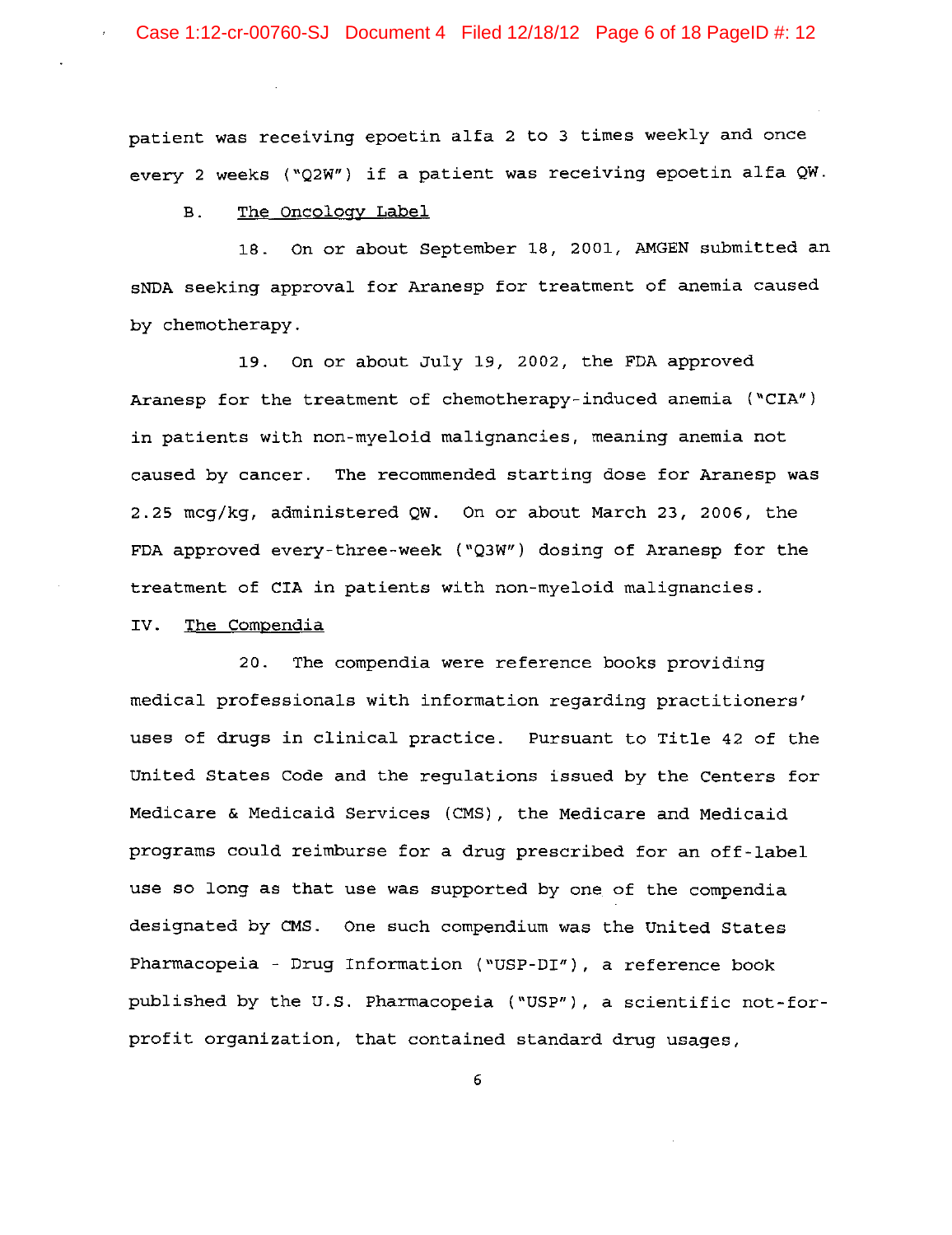patient was receiving epoetin alfa 2 to 3 times weekly and once every 2 weeks ("Q2W") if a patient was receiving epoetin alfa QW.

B. The Oncology Label

18. On or about September 18, 2001, AMGEN submitted an sNDA seeking approval for Aranesp for treatment of anemia caused by chemotherapy.

19. On or about July 19, 2002, the FDA approved Aranesp for the treatment of chemotherapy-induced anemia ("CIA") in patients with non-myeloid malignancies, meaning anemia not caused by cancer. The recommended starting dose for Aranesp was 2.25 mcg/kg, administered QW. On or about March 23, 2006, the FDA approved every-three-week ("Q3W") dosing of Aranesp for the treatment of CIA in patients with non-myeloid malignancies.

IV. The Compendia

20. The compendia were reference books providing medical professionals with information regarding practitioners' uses of drugs in clinical practice. Pursuant to Title 42 of the United States Code and the regulations issued by the Centers for Medicare & Medicaid Services (CMS), the Medicare and Medicaid programs could reimburse for a drug prescribed for an off-label use so long as that use was supported by one of the compendia designated by CMS. One such compendium was the United States Pharmacopeia - Drug Information ("USP-DI"), a reference book published by the U.S. Pharmacopeia ("USP"), a scientific not-for-profit organization, that contained standard drug usages,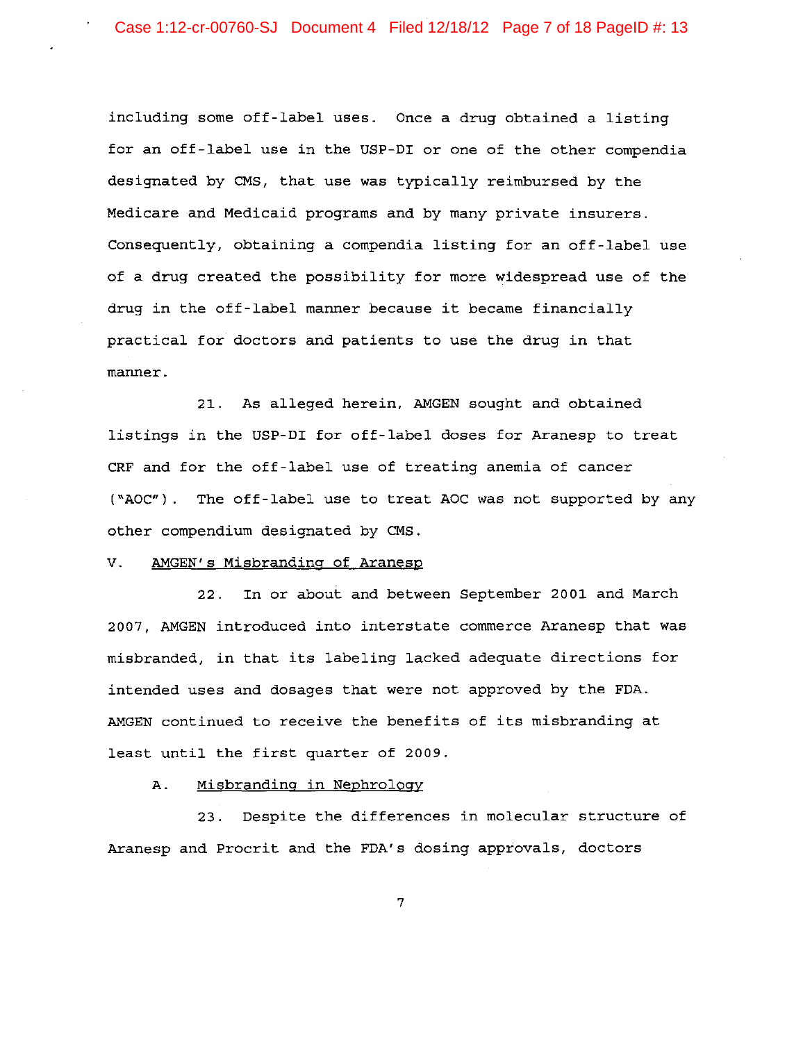including some off-label uses. Once a drug obtained a listing for an off-label use in the USP-DI or one of the other compendia designated by CMS, that use was typically reimbursed by the Medicare and Medicaid programs and by many private insurers. Consequently, obtaining a compendia listing for an off-label use of a drug created the possibility for more widespread use of the drug in the off-label manner because it became financially practical for doctors and patients to use the drug in that manner.

21. As alleged herein, AMGEN sought and obtained listings in the USP-DI for off-label doses for Aranesp to treat CRF and for the off-label use of treating anemia of cancer ("AOC"). The off-label use to treat AOC was not supported by any other compendium designated by CMS.

## V. AMGEN's Misbranding of Aranesp

22. In or about and between September 2001 and March 2007, AMGEN introduced into interstate commerce Aranesp that was misbranded, in that its labeling lacked adequate directions for intended uses and dosages that were not approved by the FDA. AMGEN continued to receive the benefits of its misbranding at least until the first quarter of 2009.

### A. Misbranding in Nephrology

23. Despite the differences in molecular structure of Aranesp and Procrit and the FDA's dosing approvals, doctors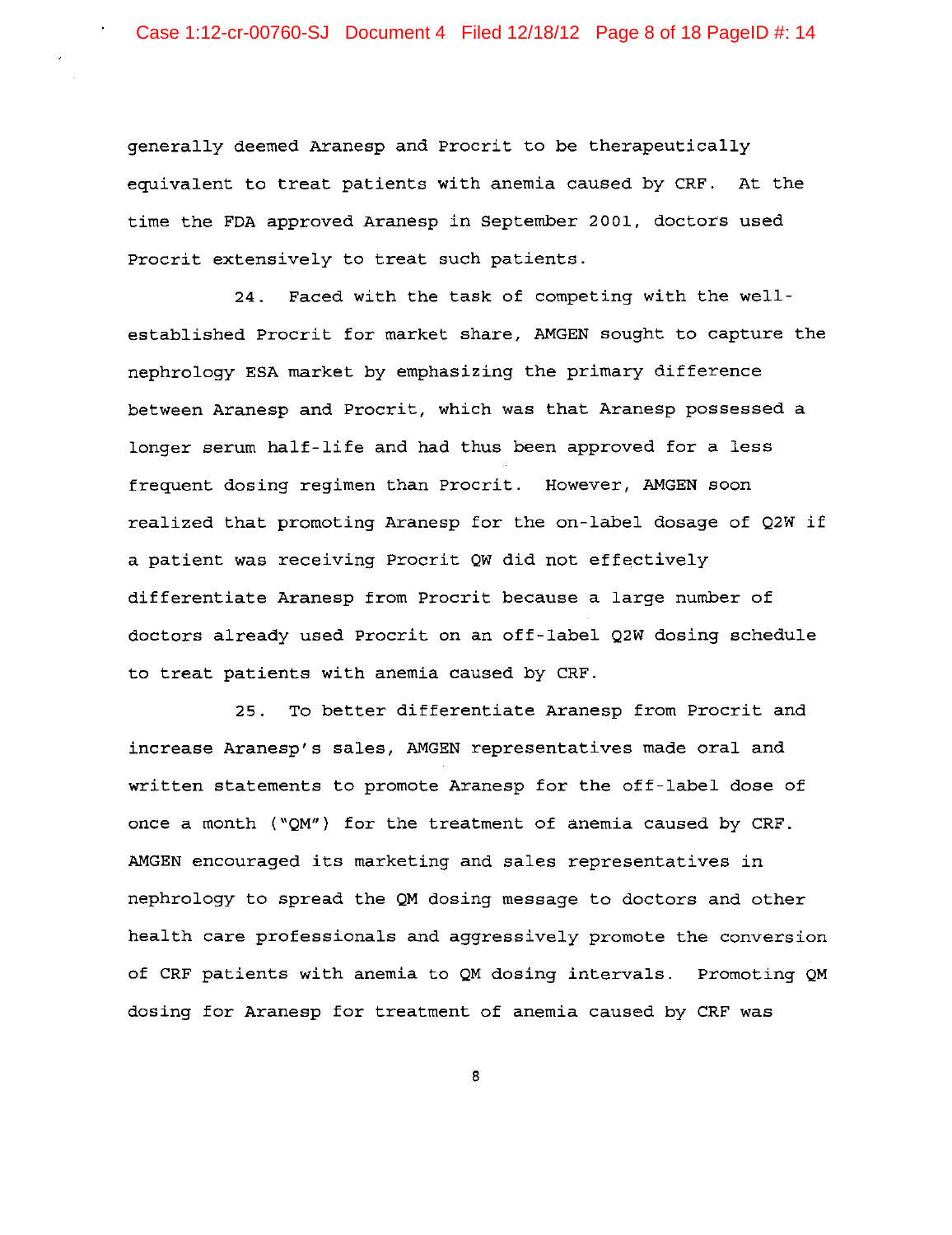generally deemed Aranesp and Procrit to be therapeutically equivalent to treat patients with anemia caused by CRF. At the time the FDA approved Aranesp in September 2001, doctors used Procrit extensively to treat such patients.

24. Faced with the task of competing with the well-established Procrit for market share, AMGEN sought to capture the nephrology ESA market by emphasizing the primary difference between Aranesp and Procrit, which was that Aranesp possessed a longer serum half-life and had thus been approved for a less frequent dosing regimen than Procrit. However, AMGEN soon realized that promoting Aranesp for the on-label dosage of Q2W if a patient was receiving Procrit QW did not effectively differentiate Aranesp from Procrit because a large number of doctors already used Procrit on an off-label Q2W dosing schedule to treat patients with anemia caused by CRF.

25. To better differentiate Aranesp from Procrit and increase Aranesp's sales, AMGEN representatives made oral and written statements to promote Aranesp for the off-label dose of once a month ("QM") for the treatment of anemia caused by CRF. AMGEN encouraged its marketing and sales representatives in nephrology to spread the QM dosing message to doctors and other health care professionals and aggressively promote the conversion of CRF patients with anemia to QM dosing intervals. Promoting QM dosing for Aranesp for treatment of anemia caused by CRF was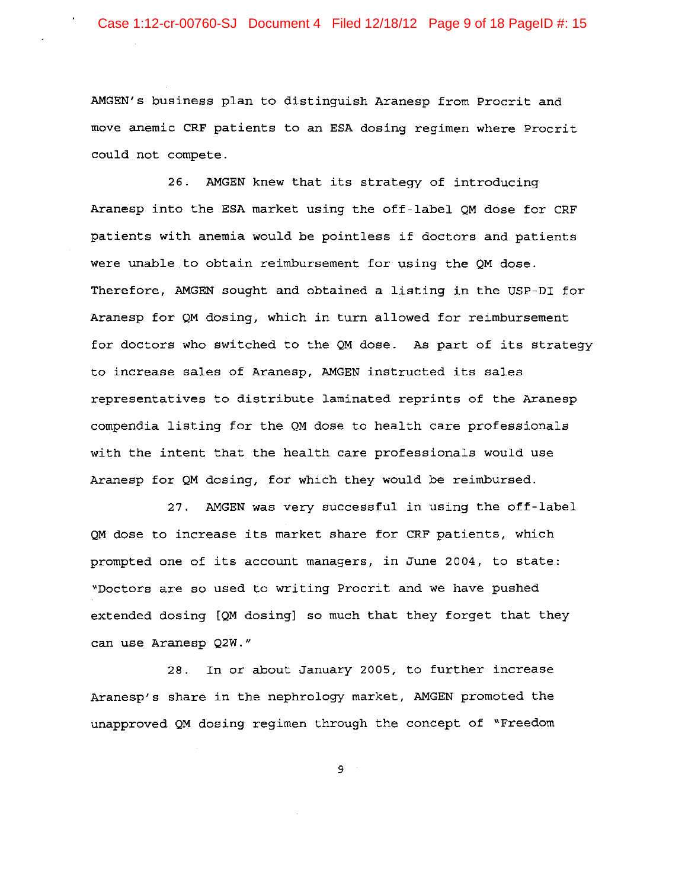AMGEN's business plan to distinguish Aranesp from Procrit and move anemic CRF patients to an ESA dosing regimen where Procrit could not compete.

26. AMGEN knew that its strategy of introducing Aranesp into the ESA market using the off-label QM dose for CRF patients with anemia would be pointless if doctors and patients were unable to obtain reimbursement for using the QM dose. Therefore, AMGEN sought and obtained a listing in the USP-DI for Aranesp for QM dosing, which in turn allowed for reimbursement for doctors who switched to the QM dose. As part of its strategy to increase sales of Aranesp, AMGEN instructed its sales representatives to distribute laminated reprints of the Aranesp compendia listing for the QM dose to health care professionals with the intent that the health care professionals would use Aranesp for QM dosing, for which they would be reimbursed.

27. AMGEN was very successful in using the off-label QM dose to increase its market share for CRF patients, which prompted one of its account managers, in June 2004, to state: "Doctors are so used to writing Procrit and we have pushed extended dosing [QM dosing] so much that they forget that they can use Aranesp Q2W."

28. In or about January 2005, to further increase Aranesp's share in the nephrology market, AMGEN promoted the unapproved QM dosing regimen through the concept of "Freedom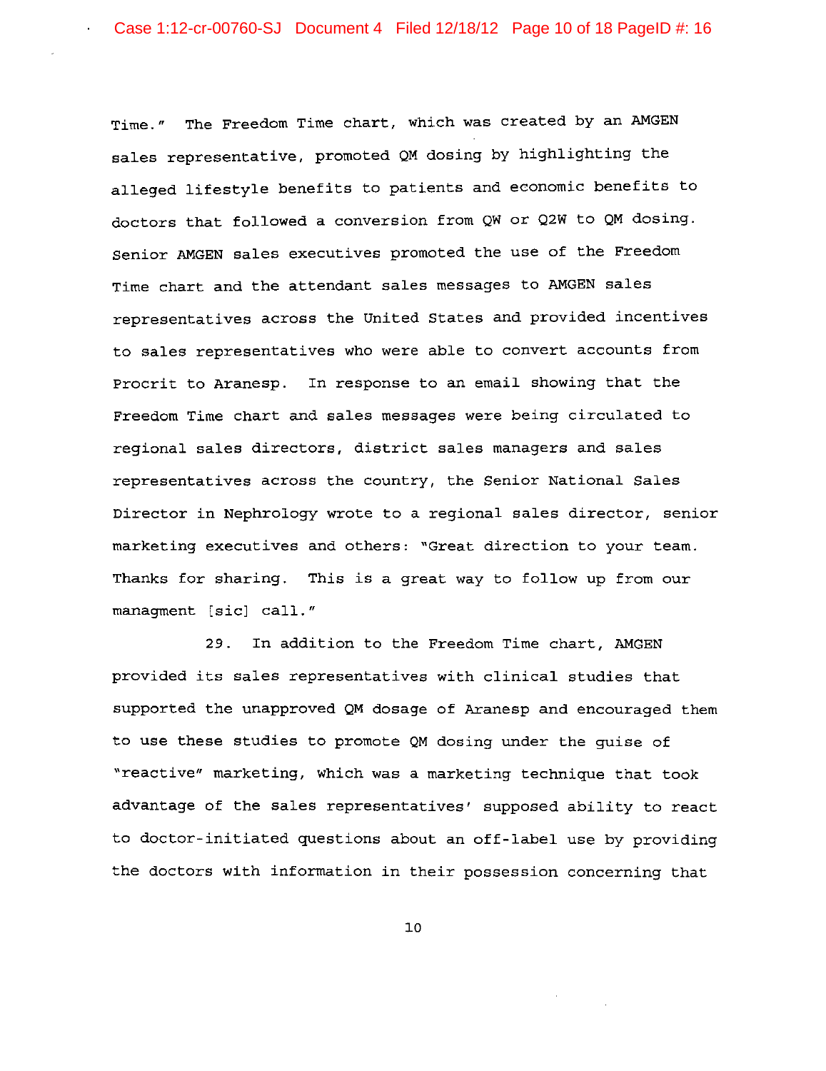Time." The Freedom Time chart, which was created by an AMGEN sales representative, promoted QM dosing by highlighting the alleged lifestyle benefits to patients and economic benefits to doctors that followed a conversion from QW or Q2W to QM dosing. Senior AMGEN sales executives promoted the use of the Freedom Time chart and the attendant sales messages to AMGEN sales representatives across the United States and provided incentives to sales representatives who were able to convert accounts from Procrit to Aranesp. In response to an email showing that the Freedom Time chart and sales messages were being circulated to regional sales directors, district sales managers and sales representatives across the country, the Senior National Sales Director in Nephrology wrote to a regional sales director, senior marketing executives and others: "Great direction to your team. Thanks for sharing. This is a great way to follow up from our managment [sic] call."

29. In addition to the Freedom Time chart, AMGEN provided its sales representatives with clinical studies that supported the unapproved QM dosage of Aranesp and encouraged them to use these studies to promote QM dosing under the guise of "reactive" marketing, which was a marketing technique that took advantage of the sales representatives' supposed ability to react to doctor-initiated questions about an off-label use by providing the doctors with information in their possession concerning that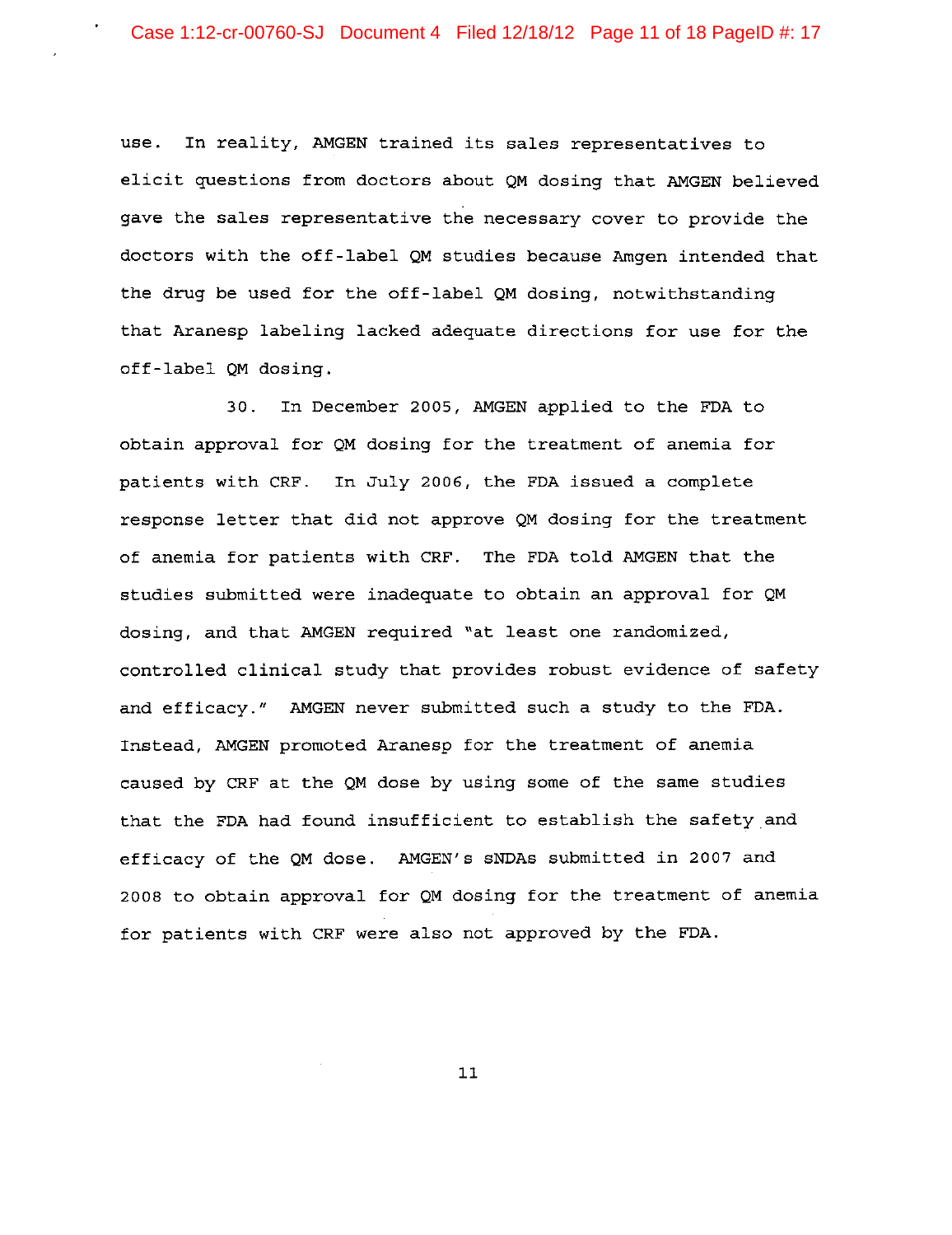use. In reality, AMGEN trained its sales representatives to elicit questions from doctors about QM dosing that AMGEN believed gave the sales representative the necessary cover to provide the doctors with the off-label QM studies because Amgen intended that the drug be used for the off-label QM dosing, notwithstanding that Aranesp labeling lacked adequate directions for use for the off-label QM dosing.

30. In December 2005, AMGEN applied to the FDA to obtain approval for QM dosing for the treatment of anemia for patients with CRF. In July 2006, the FDA issued a complete response letter that did not approve QM dosing for the treatment of anemia for patients with CRF. The FDA told AMGEN that the studies submitted were inadequate to obtain an approval for QM dosing, and that AMGEN required "at least one randomized, controlled clinical study that provides robust evidence of safety and efficacy." AMGEN never submitted such a study to the FDA. Instead, AMGEN promoted Aranesp for the treatment of anemia caused by CRF at the QM dose by using some of the same studies that the FDA had found insufficient to establish the safety and efficacy of the QM dose. AMGEN's sNDAs submitted in 2007 and 2008 to obtain approval for QM dosing for the treatment of anemia for patients with CRF were also not approved by the FDA.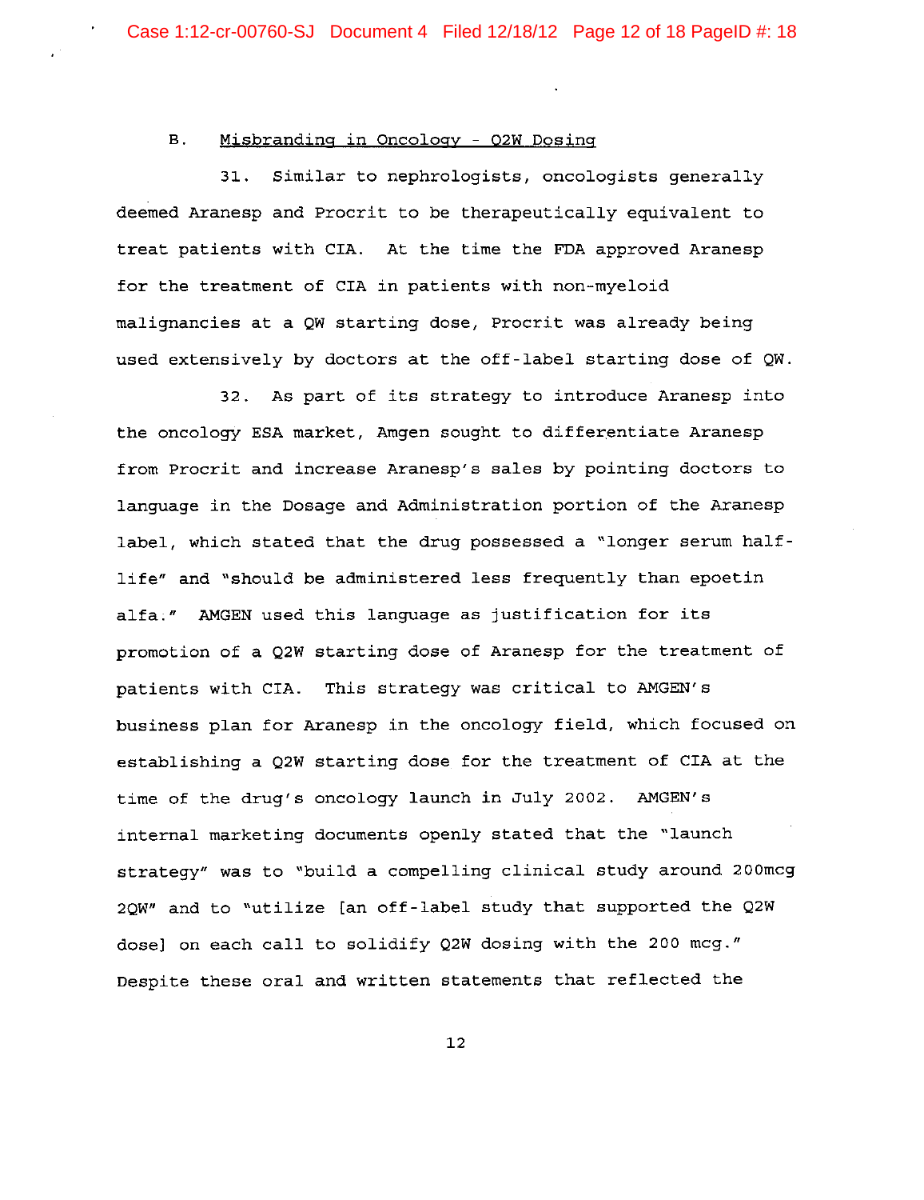## B. Misbranding in Oncology - Q2W Dosing

31. Similar to nephrologists, oncologists generally deemed Aranesp and Procrit to be therapeutically equivalent to treat patients with CIA. At the time the FDA approved Aranesp for the treatment of CIA in patients with non-myeloid malignancies at a QW starting dose, Procrit was already being used extensively by doctors at the off-label starting dose of QW.

32. As part of its strategy to introduce Aranesp into the oncology ESA market, Amgen sought to differentiate Aranesp from Procrit and increase Aranesp's sales by pointing doctors to language in the Dosage and Administration portion of the Aranesp label, which stated that the drug possessed a "longer serum half-life" and "should be administered less frequently than epoetin alfa." AMGEN used this language as justification for its promotion of a Q2W starting dose of Aranesp for the treatment of patients with CIA. This strategy was critical to AMGEN's business plan for Aranesp in the oncology field, which focused on establishing a Q2W starting dose for the treatment of CIA at the time of the drug's oncology launch in July 2002. AMGEN's internal marketing documents openly stated that the "launch strategy" was to "build a compelling clinical study around 200mcg 2QW" and to "utilize [an off-label study that supported the Q2W dose] on each call to solidify Q2W dosing with the 200 mcg." Despite these oral and written statements that reflected the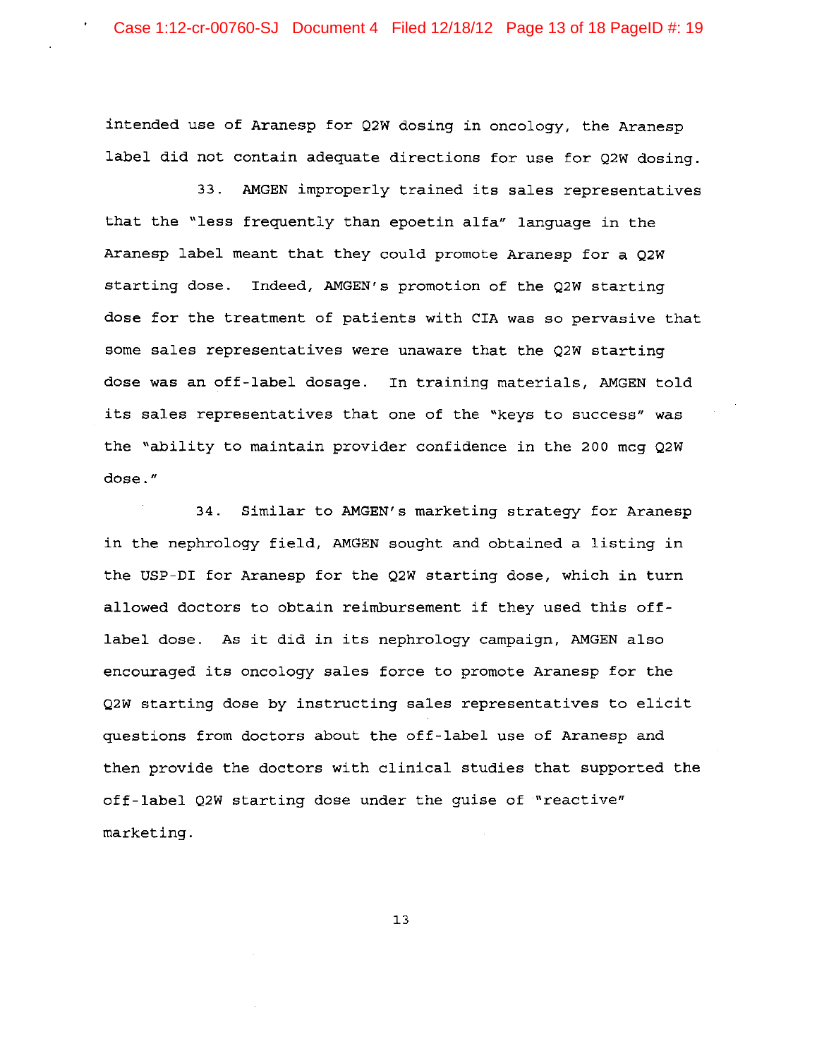intended use of Aranesp for Q2W dosing in oncology, the Aranesp label did not contain adequate directions for use for Q2W dosing.

33. AMGEN improperly trained its sales representatives that the "less frequently than epoetin alfa" language in the Aranesp label meant that they could promote Aranesp for a Q2W starting dose. Indeed, AMGEN's promotion of the Q2W starting dose for the treatment of patients with CIA was so pervasive that some sales representatives were unaware that the Q2W starting dose was an off-label dosage. In training materials, AMGEN told its sales representatives that one of the "keys to success" was the "ability to maintain provider confidence in the 200 mcg Q2W dose."

34. Similar to AMGEN's marketing strategy for Aranesp in the nephrology field, AMGEN sought and obtained a listing in the USP-DI for Aranesp for the Q2W starting dose, which in turn allowed doctors to obtain reimbursement if they used this off-label dose. As it did in its nephrology campaign, AMGEN also encouraged its oncology sales force to promote Aranesp for the Q2W starting dose by instructing sales representatives to elicit questions from doctors about the off-label use of Aranesp and then provide the doctors with clinical studies that supported the off-label Q2W starting dose under the guise of "reactive" marketing.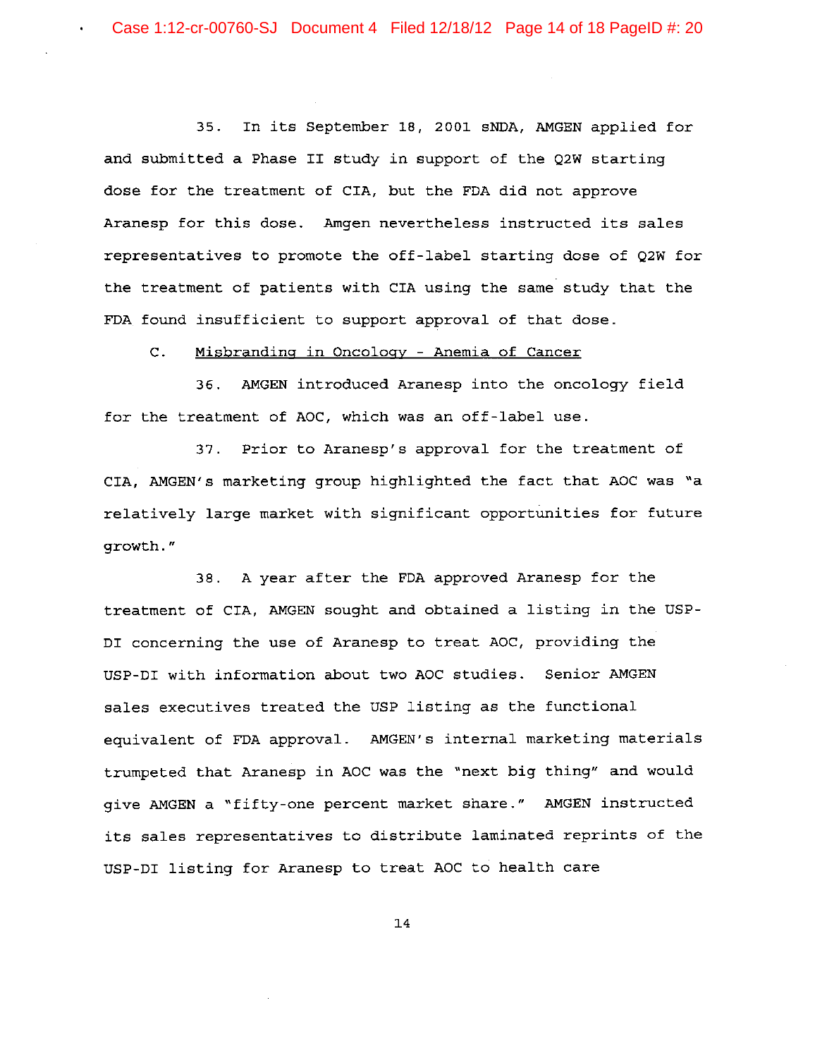35. In its September 18, 2001 sNDA, AMGEN applied for and submitted a Phase II study in support of the Q2W starting dose for the treatment of CIA, but the FDA did not approve Aranesp for this dose. Amgen nevertheless instructed its sales representatives to promote the off-label starting dose of Q2W for the treatment of patients with CIA using the same study that the FDA found insufficient to support approval of that dose.

C. <u>Misbranding in Oncology - Anemia of Cancer</u>

36. AMGEN introduced Aranesp into the oncology field for the treatment of AOC, which was an off-label use.

37. Prior to Aranesp's approval for the treatment of CIA, AMGEN's marketing group highlighted the fact that AOC was "a relatively large market with significant opportunities for future growth."

38. A year after the FDA approved Aranesp for the treatment of CIA, AMGEN sought and obtained a listing in the USP-DI concerning the use of Aranesp to treat AOC, providing the USP-DI with information about two AOC studies. Senior AMGEN sales executives treated the USP listing as the functional equivalent of FDA approval. AMGEN's internal marketing materials trumpeted that Aranesp in AOC was the "next big thing" and would give AMGEN a "fifty-one percent market share." AMGEN instructed its sales representatives to distribute laminated reprints of the USP-DI listing for Aranesp to treat AOC to health care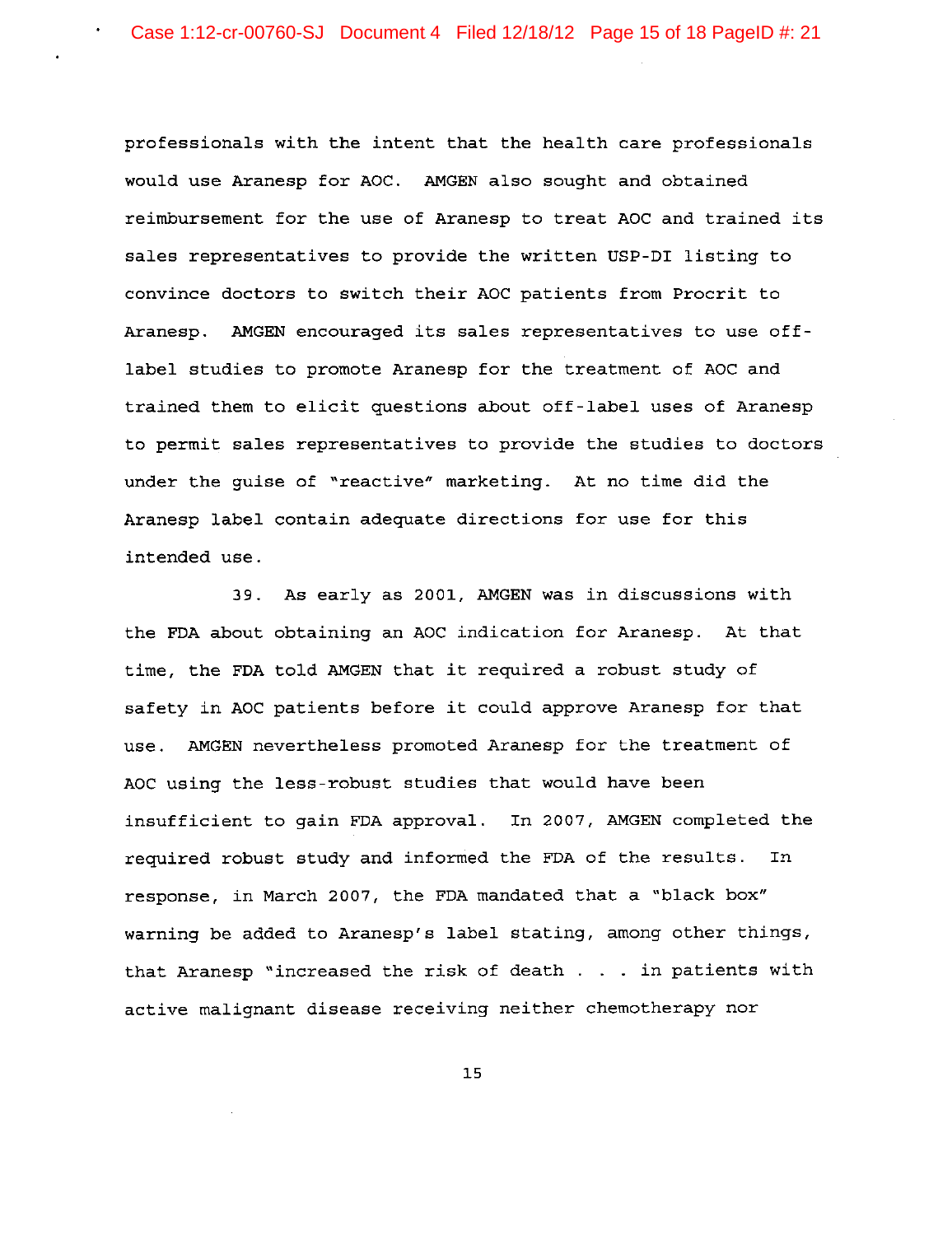professionals with the intent that the health care professionals would use Aranesp for AOC. AMGEN also sought and obtained reimbursement for the use of Aranesp to treat AOC and trained its sales representatives to provide the written USP-DI listing to convince doctors to switch their AOC patients from Procrit to Aranesp. AMGEN encouraged its sales representatives to use off-label studies to promote Aranesp for the treatment of AOC and trained them to elicit questions about off-label uses of Aranesp to permit sales representatives to provide the studies to doctors under the guise of "reactive" marketing. At no time did the Aranesp label contain adequate directions for use for this intended use.

39. As early as 2001, AMGEN was in discussions with the FDA about obtaining an AOC indication for Aranesp. At that time, the FDA told AMGEN that it required a robust study of safety in AOC patients before it could approve Aranesp for that use. AMGEN nevertheless promoted Aranesp for the treatment of AOC using the less-robust studies that would have been insufficient to gain FDA approval. In 2007, AMGEN completed the required robust study and informed the FDA of the results. In response, in March 2007, the FDA mandated that a "black box" warning be added to Aranesp's label stating, among other things, that Aranesp "increased the risk of death . . . in patients with active malignant disease receiving neither chemotherapy nor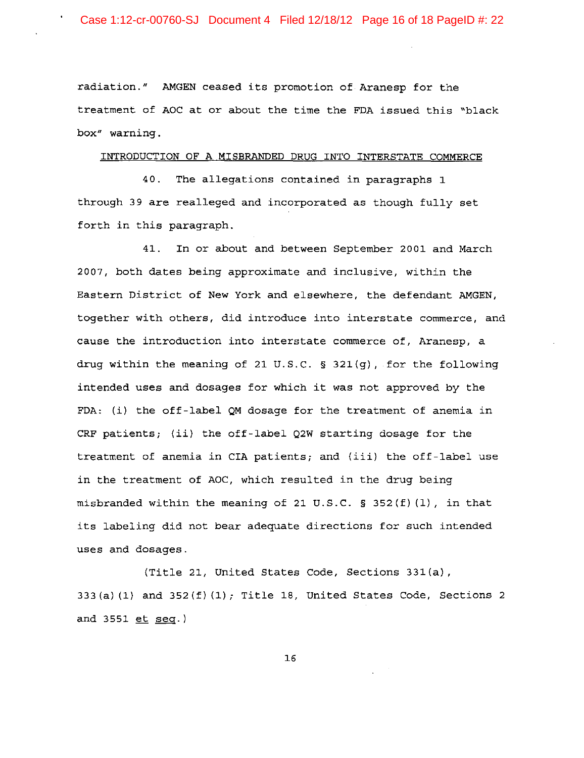radiation." AMGEN ceased its promotion of Aranesp for the treatment of AOC at or about the time the FDA issued this "black box" warning.

## INTRODUCTION OF A MISBRANDED DRUG INTO INTERSTATE COMMERCE

40. The allegations contained in paragraphs 1 through 39 are realleged and incorporated as though fully set forth in this paragraph.

41. In or about and between September 2001 and March 2007, both dates being approximate and inclusive, within the Eastern District of New York and elsewhere, the defendant AMGEN, together with others, did introduce into interstate commerce, and cause the introduction into interstate commerce of, Aranesp, a drug within the meaning of 21 U.S.C. § 321(g), for the following intended uses and dosages for which it was not approved by the FDA: (i) the off-label QM dosage for the treatment of anemia in CRF patients; (ii) the off-label Q2W starting dosage for the treatment of anemia in CIA patients; and (iii) the off-label use in the treatment of AOC, which resulted in the drug being misbranded within the meaning of 21 U.S.C. § 352(f)(1), in that its labeling did not bear adequate directions for such intended uses and dosages.

(Title 21, United States Code, Sections 331(a), 333(a)(1) and 352(f)(1); Title 18, United States Code, Sections 2 and 3551 et seq.)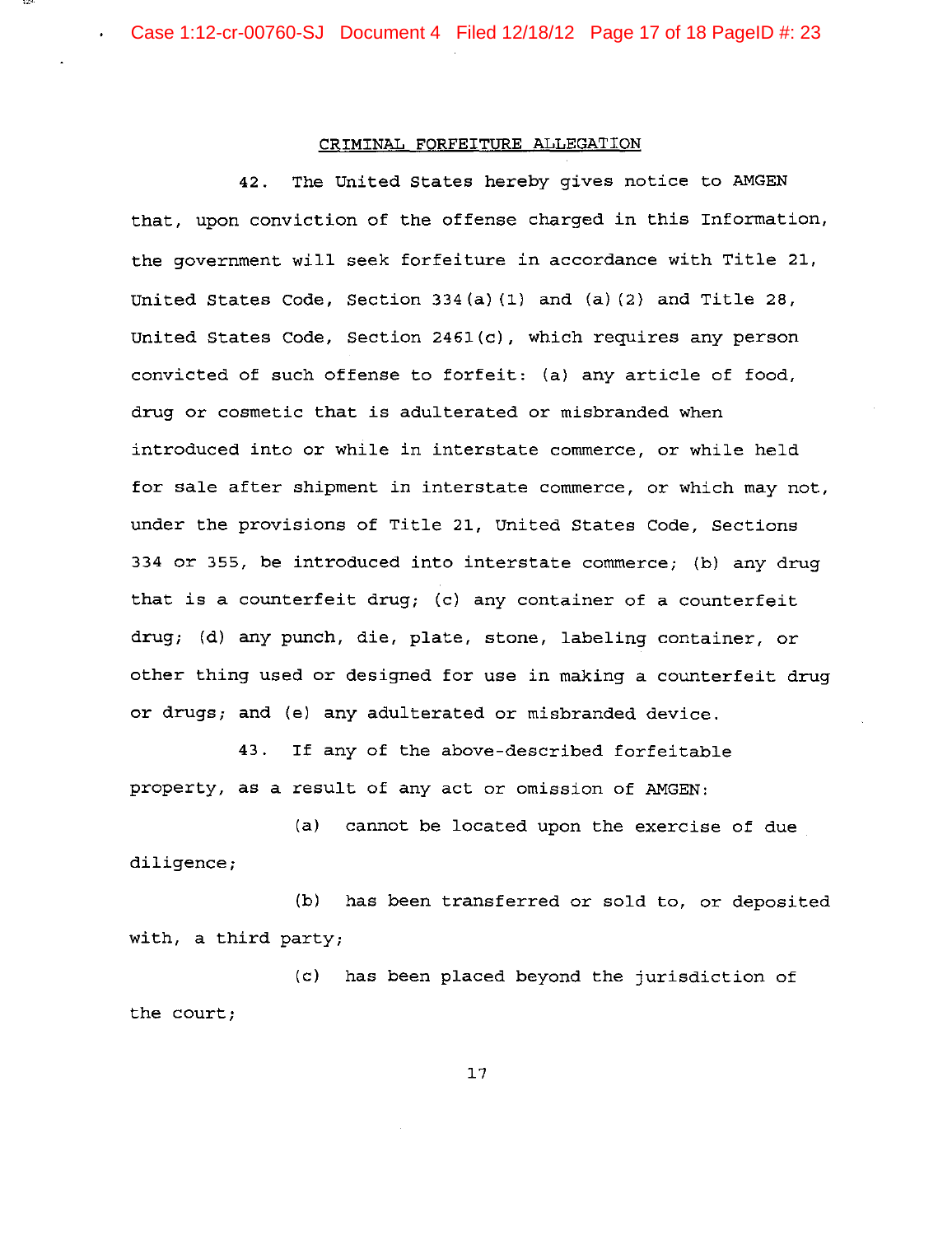## CRIMINAL FORFEITURE ALLEGATION

42. The United States hereby gives notice to AMGEN that, upon conviction of the offense charged in this Information, the government will seek forfeiture in accordance with Title 21, United States Code, Section 334(a)(1) and (a)(2) and Title 28, United States Code, Section 2461(c), which requires any person convicted of such offense to forfeit: (a) any article of food, drug or cosmetic that is adulterated or misbranded when introduced into or while in interstate commerce, or while held for sale after shipment in interstate commerce, or which may not, under the provisions of Title 21, United States Code, Sections 334 or 355, be introduced into interstate commerce; (b) any drug that is a counterfeit drug; (c) any container of a counterfeit drug; (d) any punch, die, plate, stone, labeling container, or other thing used or designed for use in making a counterfeit drug or drugs; and (e) any adulterated or misbranded device.

43. If any of the above-described forfeitable property, as a result of any act or omission of AMGEN:

(a) cannot be located upon the exercise of due diligence;

(b) has been transferred or sold to, or deposited with, a third party;

(c) has been placed beyond the jurisdiction of the court;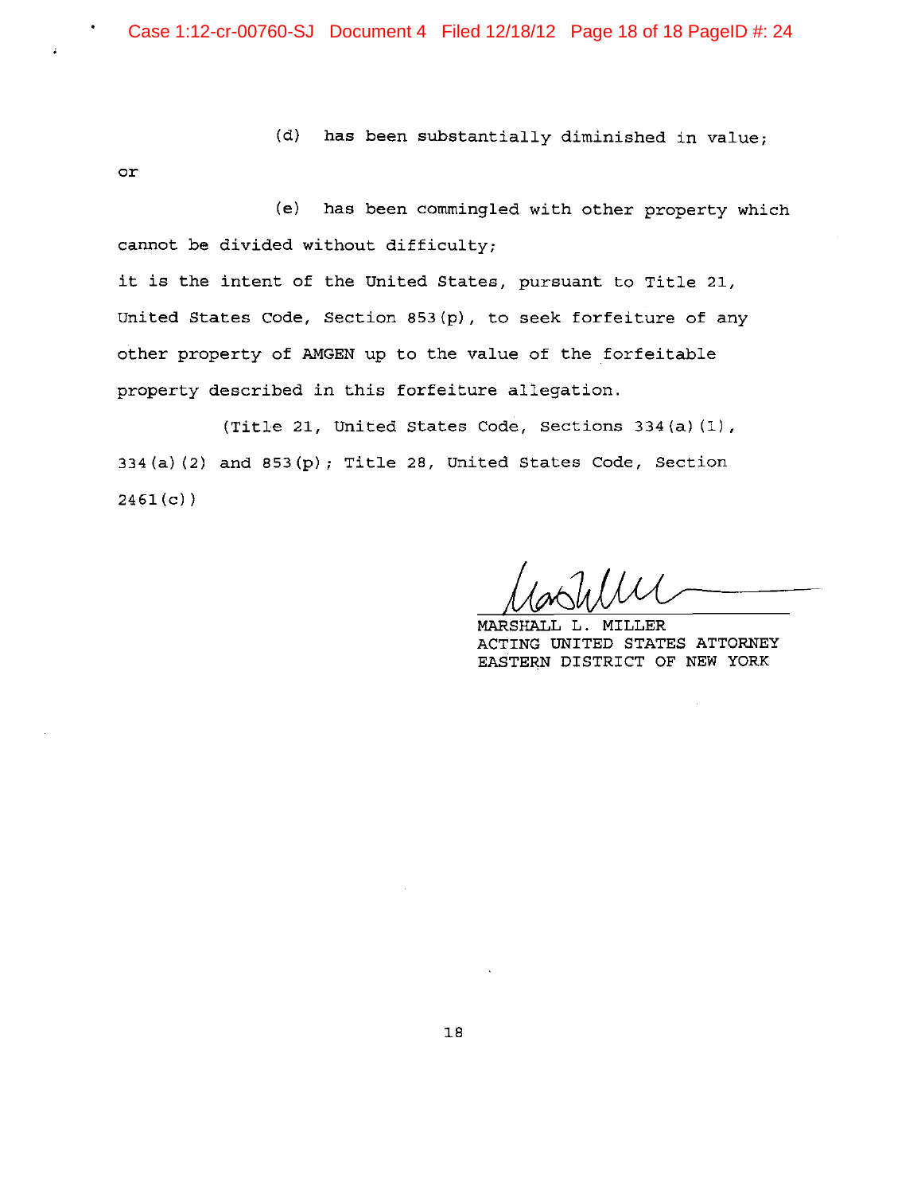(d) has been substantially diminished in value;

or

(e) has been commingled with other property which cannot be divided without difficulty;

it is the intent of the United States, pursuant to Title 21, United States Code, Section 853(p), to seek forfeiture of any other property of AMGEN up to the value of the forfeitable property described in this forfeiture allegation.

(Title 21, United States Code, Sections 334(a)(1), 334(a)(2) and 853(p); Title 28, United States Code, Section 2461(c))

MARSHALL L. MILLER
ACTING UNITED STATES ATTORNEY
EASTERN DISTRICT OF NEW YORK